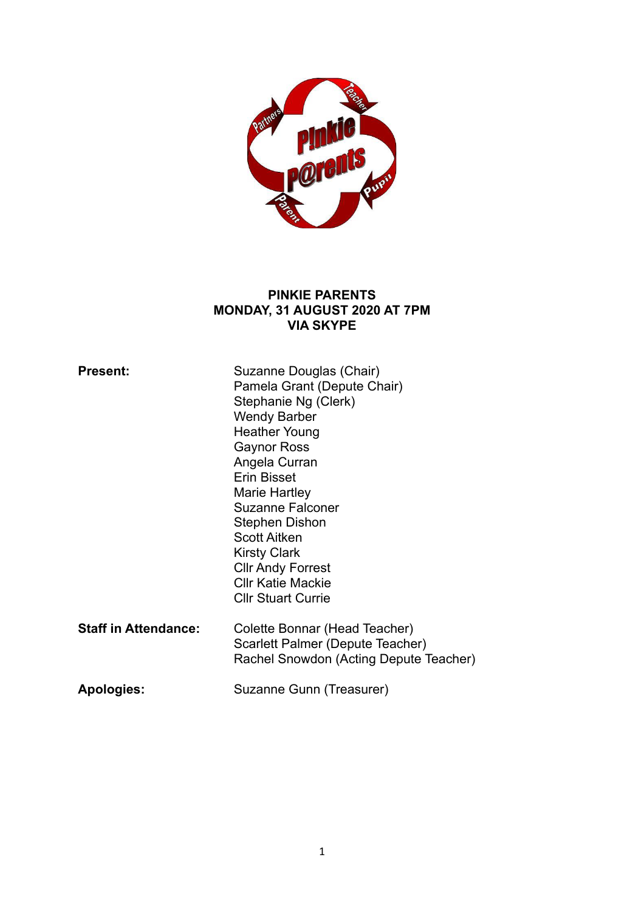**PINKIE PARENTS**
**MONDAY, 31 AUGUST 2020 AT 7PM**
**VIA SKYPE**

| | |
|---|---|
| **Present:** | Suzanne Douglas (Chair)<br>Pamela Grant (Depute Chair)<br>Stephanie Ng (Clerk)<br>Wendy Barber<br>Heather Young<br>Gaynor Ross<br>Angela Curran<br>Erin Bisset<br>Marie Hartley<br>Suzanne Falconer<br>Stephen Dishon<br>Scott Aitken<br>Kirsty Clark<br>Cllr Andy Forrest<br>Cllr Katie Mackie<br>Cllr Stuart Currie |
| **Staff in Attendance:** | Colette Bonnar (Head Teacher)<br>Scarlett Palmer (Depute Teacher)<br>Rachel Snowdon (Acting Depute Teacher) |
| **Apologies:** | Suzanne Gunn (Treasurer) |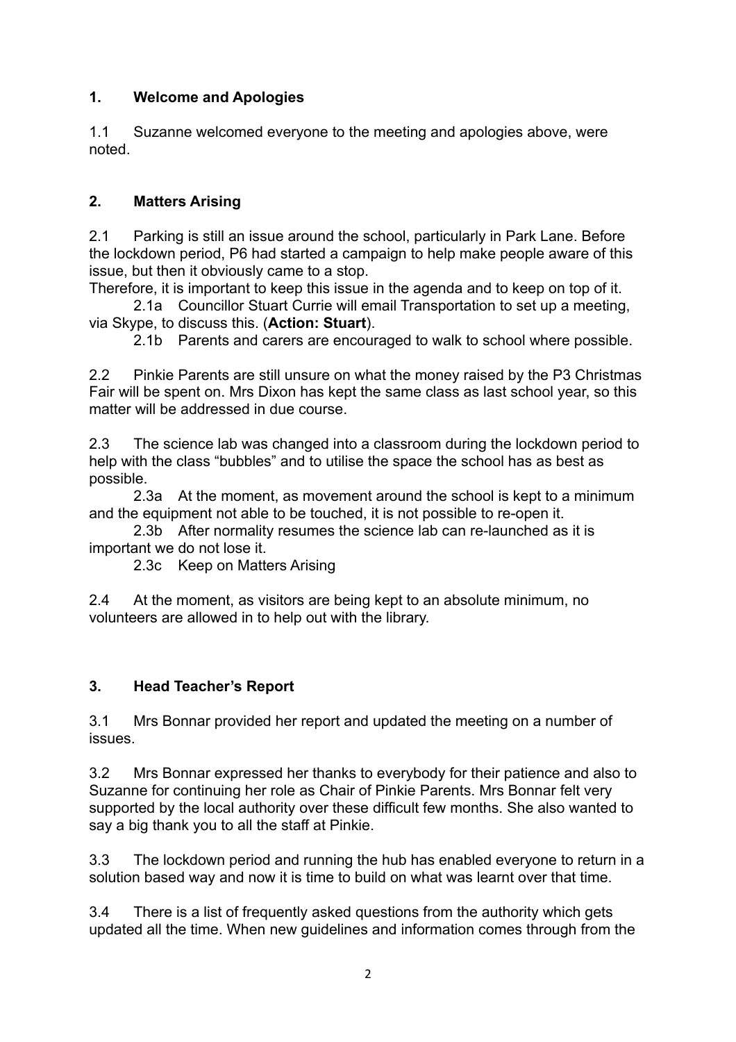## 1. Welcome and Apologies

1.1 Suzanne welcomed everyone to the meeting and apologies above, were noted.

## 2. Matters Arising

2.1 Parking is still an issue around the school, particularly in Park Lane. Before the lockdown period, P6 had started a campaign to help make people aware of this issue, but then it obviously came to a stop.
Therefore, it is important to keep this issue in the agenda and to keep on top of it.

2.1a Councillor Stuart Currie will email Transportation to set up a meeting, via Skype, to discuss this. (**Action: Stuart**).

2.1b Parents and carers are encouraged to walk to school where possible.

2.2 Pinkie Parents are still unsure on what the money raised by the P3 Christmas Fair will be spent on. Mrs Dixon has kept the same class as last school year, so this matter will be addressed in due course.

2.3 The science lab was changed into a classroom during the lockdown period to help with the class "bubbles" and to utilise the space the school has as best as possible.

2.3a At the moment, as movement around the school is kept to a minimum and the equipment not able to be touched, it is not possible to re-open it.

2.3b After normality resumes the science lab can re-launched as it is important we do not lose it.

2.3c Keep on Matters Arising

2.4 At the moment, as visitors are being kept to an absolute minimum, no volunteers are allowed in to help out with the library.

## 3. Head Teacher's Report

3.1 Mrs Bonnar provided her report and updated the meeting on a number of issues.

3.2 Mrs Bonnar expressed her thanks to everybody for their patience and also to Suzanne for continuing her role as Chair of Pinkie Parents. Mrs Bonnar felt very supported by the local authority over these difficult few months. She also wanted to say a big thank you to all the staff at Pinkie.

3.3 The lockdown period and running the hub has enabled everyone to return in a solution based way and now it is time to build on what was learnt over that time.

3.4 There is a list of frequently asked questions from the authority which gets updated all the time. When new guidelines and information comes through from the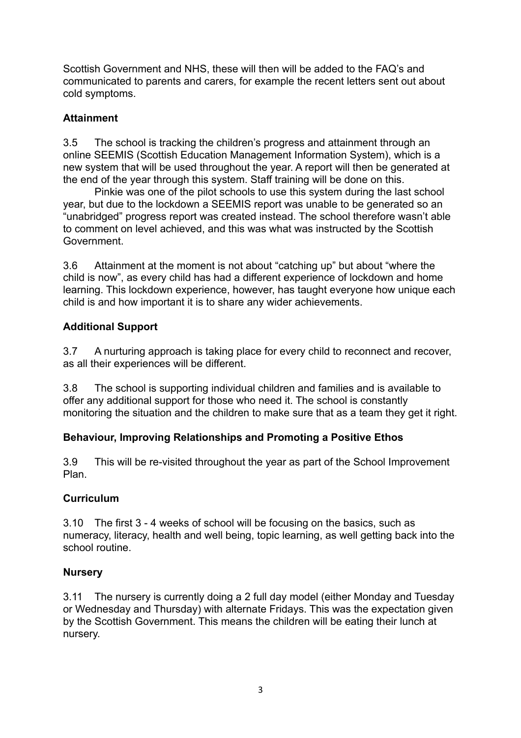Scottish Government and NHS, these will then will be added to the FAQ's and communicated to parents and carers, for example the recent letters sent out about cold symptoms.

**Attainment**

3.5 The school is tracking the children's progress and attainment through an online SEEMIS (Scottish Education Management Information System), which is a new system that will be used throughout the year. A report will then be generated at the end of the year through this system. Staff training will be done on this.

Pinkie was one of the pilot schools to use this system during the last school year, but due to the lockdown a SEEMIS report was unable to be generated so an "unabridged" progress report was created instead. The school therefore wasn't able to comment on level achieved, and this was what was instructed by the Scottish Government.

3.6 Attainment at the moment is not about "catching up" but about "where the child is now", as every child has had a different experience of lockdown and home learning. This lockdown experience, however, has taught everyone how unique each child is and how important it is to share any wider achievements.

**Additional Support**

3.7 A nurturing approach is taking place for every child to reconnect and recover, as all their experiences will be different.

3.8 The school is supporting individual children and families and is available to offer any additional support for those who need it. The school is constantly monitoring the situation and the children to make sure that as a team they get it right.

**Behaviour, Improving Relationships and Promoting a Positive Ethos**

3.9 This will be re-visited throughout the year as part of the School Improvement Plan.

**Curriculum**

3.10 The first 3 - 4 weeks of school will be focusing on the basics, such as numeracy, literacy, health and well being, topic learning, as well getting back into the school routine.

**Nursery**

3.11 The nursery is currently doing a 2 full day model (either Monday and Tuesday or Wednesday and Thursday) with alternate Fridays. This was the expectation given by the Scottish Government. This means the children will be eating their lunch at nursery.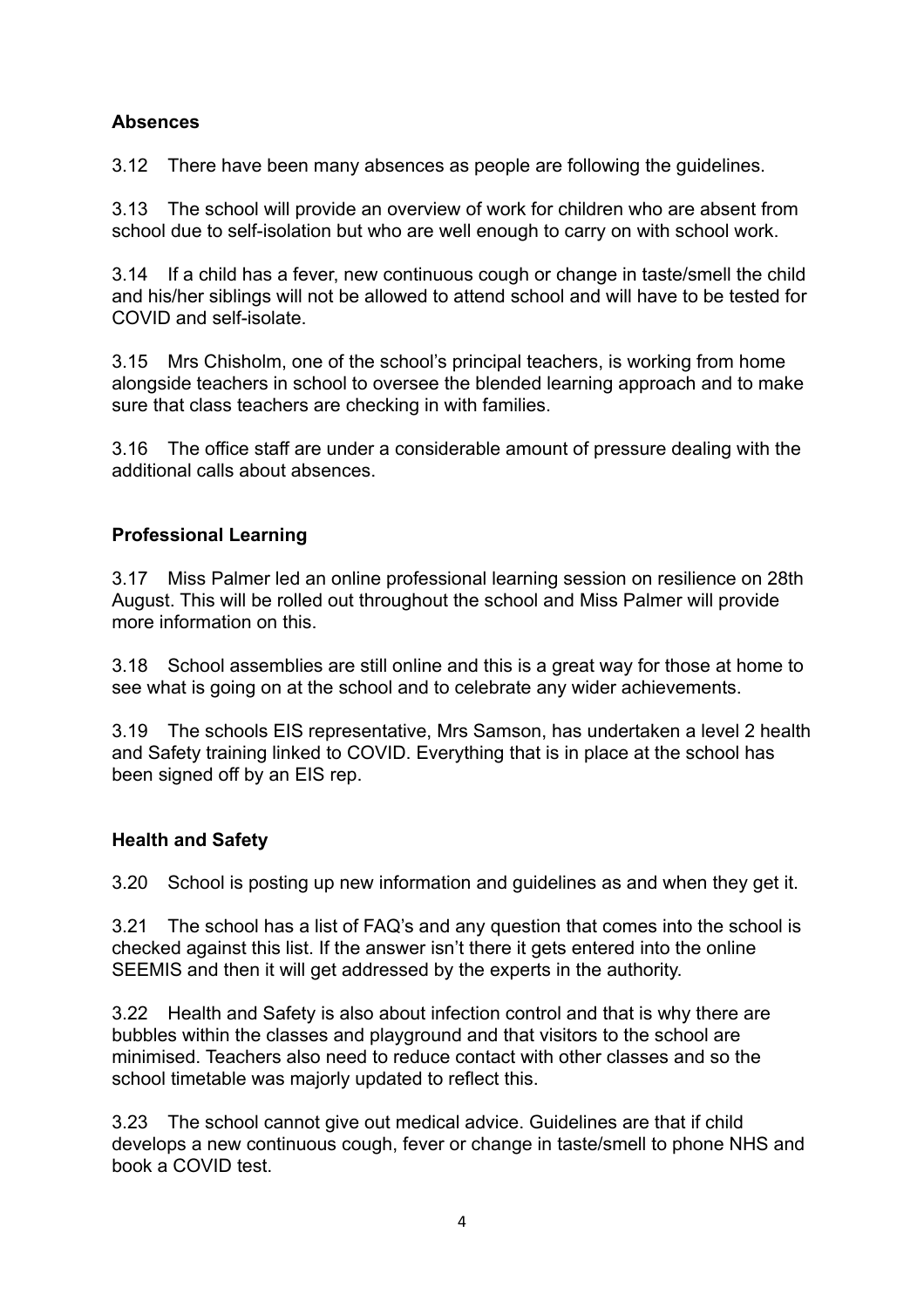### Absences

3.12 There have been many absences as people are following the guidelines.

3.13 The school will provide an overview of work for children who are absent from school due to self-isolation but who are well enough to carry on with school work.

3.14 If a child has a fever, new continuous cough or change in taste/smell the child and his/her siblings will not be allowed to attend school and will have to be tested for COVID and self-isolate.

3.15 Mrs Chisholm, one of the school's principal teachers, is working from home alongside teachers in school to oversee the blended learning approach and to make sure that class teachers are checking in with families.

3.16 The office staff are under a considerable amount of pressure dealing with the additional calls about absences.

### Professional Learning

3.17 Miss Palmer led an online professional learning session on resilience on 28th August. This will be rolled out throughout the school and Miss Palmer will provide more information on this.

3.18 School assemblies are still online and this is a great way for those at home to see what is going on at the school and to celebrate any wider achievements.

3.19 The schools EIS representative, Mrs Samson, has undertaken a level 2 health and Safety training linked to COVID. Everything that is in place at the school has been signed off by an EIS rep.

### Health and Safety

3.20 School is posting up new information and guidelines as and when they get it.

3.21 The school has a list of FAQ's and any question that comes into the school is checked against this list. If the answer isn't there it gets entered into the online SEEMIS and then it will get addressed by the experts in the authority.

3.22 Health and Safety is also about infection control and that is why there are bubbles within the classes and playground and that visitors to the school are minimised. Teachers also need to reduce contact with other classes and so the school timetable was majorly updated to reflect this.

3.23 The school cannot give out medical advice. Guidelines are that if child develops a new continuous cough, fever or change in taste/smell to phone NHS and book a COVID test.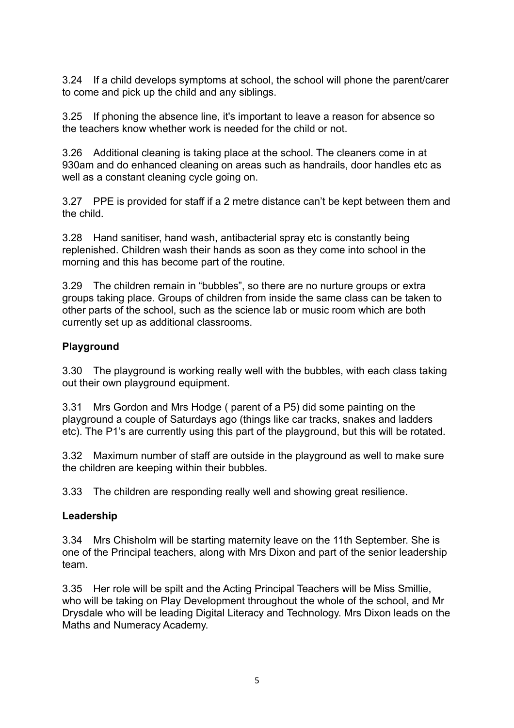3.24 If a child develops symptoms at school, the school will phone the parent/carer to come and pick up the child and any siblings.

3.25 If phoning the absence line, it's important to leave a reason for absence so the teachers know whether work is needed for the child or not.

3.26 Additional cleaning is taking place at the school. The cleaners come in at 930am and do enhanced cleaning on areas such as handrails, door handles etc as well as a constant cleaning cycle going on.

3.27 PPE is provided for staff if a 2 metre distance can't be kept between them and the child.

3.28 Hand sanitiser, hand wash, antibacterial spray etc is constantly being replenished. Children wash their hands as soon as they come into school in the morning and this has become part of the routine.

3.29 The children remain in "bubbles", so there are no nurture groups or extra groups taking place. Groups of children from inside the same class can be taken to other parts of the school, such as the science lab or music room which are both currently set up as additional classrooms.

**Playground**

3.30 The playground is working really well with the bubbles, with each class taking out their own playground equipment.

3.31 Mrs Gordon and Mrs Hodge ( parent of a P5) did some painting on the playground a couple of Saturdays ago (things like car tracks, snakes and ladders etc). The P1's are currently using this part of the playground, but this will be rotated.

3.32 Maximum number of staff are outside in the playground as well to make sure the children are keeping within their bubbles.

3.33 The children are responding really well and showing great resilience.

**Leadership**

3.34 Mrs Chisholm will be starting maternity leave on the 11th September. She is one of the Principal teachers, along with Mrs Dixon and part of the senior leadership team.

3.35 Her role will be spilt and the Acting Principal Teachers will be Miss Smillie, who will be taking on Play Development throughout the whole of the school, and Mr Drysdale who will be leading Digital Literacy and Technology. Mrs Dixon leads on the Maths and Numeracy Academy.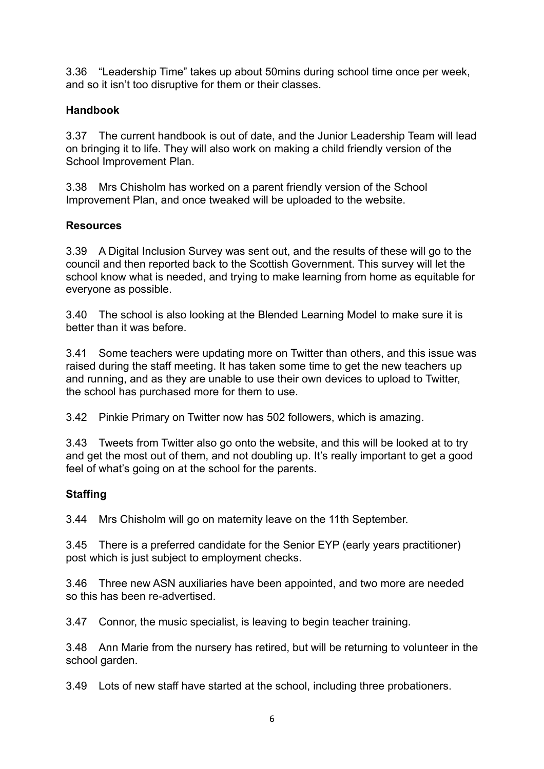3.36 "Leadership Time" takes up about 50mins during school time once per week, and so it isn't too disruptive for them or their classes.

**Handbook**

3.37 The current handbook is out of date, and the Junior Leadership Team will lead on bringing it to life. They will also work on making a child friendly version of the School Improvement Plan.

3.38 Mrs Chisholm has worked on a parent friendly version of the School Improvement Plan, and once tweaked will be uploaded to the website.

**Resources**

3.39 A Digital Inclusion Survey was sent out, and the results of these will go to the council and then reported back to the Scottish Government. This survey will let the school know what is needed, and trying to make learning from home as equitable for everyone as possible.

3.40 The school is also looking at the Blended Learning Model to make sure it is better than it was before.

3.41 Some teachers were updating more on Twitter than others, and this issue was raised during the staff meeting. It has taken some time to get the new teachers up and running, and as they are unable to use their own devices to upload to Twitter, the school has purchased more for them to use.

3.42 Pinkie Primary on Twitter now has 502 followers, which is amazing.

3.43 Tweets from Twitter also go onto the website, and this will be looked at to try and get the most out of them, and not doubling up. It's really important to get a good feel of what's going on at the school for the parents.

**Staffing**

3.44 Mrs Chisholm will go on maternity leave on the 11th September.

3.45 There is a preferred candidate for the Senior EYP (early years practitioner) post which is just subject to employment checks.

3.46 Three new ASN auxiliaries have been appointed, and two more are needed so this has been re-advertised.

3.47 Connor, the music specialist, is leaving to begin teacher training.

3.48 Ann Marie from the nursery has retired, but will be returning to volunteer in the school garden.

3.49 Lots of new staff have started at the school, including three probationers.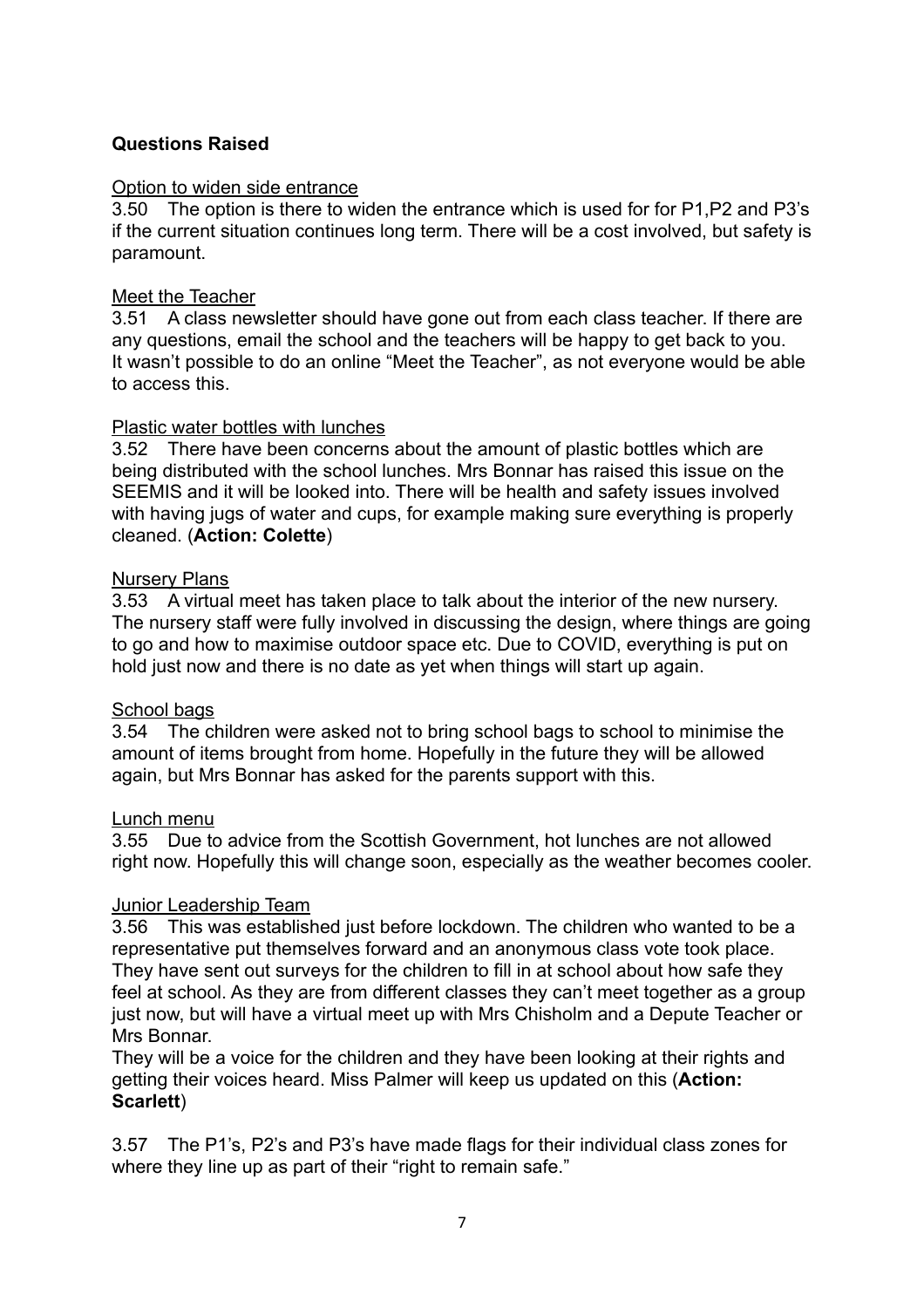**Questions Raised**

Option to widen side entrance

3.50 The option is there to widen the entrance which is used for for P1,P2 and P3's if the current situation continues long term. There will be a cost involved, but safety is paramount.

Meet the Teacher

3.51 A class newsletter should have gone out from each class teacher. If there are any questions, email the school and the teachers will be happy to get back to you. It wasn't possible to do an online "Meet the Teacher", as not everyone would be able to access this.

Plastic water bottles with lunches

3.52 There have been concerns about the amount of plastic bottles which are being distributed with the school lunches. Mrs Bonnar has raised this issue on the SEEMIS and it will be looked into. There will be health and safety issues involved with having jugs of water and cups, for example making sure everything is properly cleaned. (**Action: Colette**)

Nursery Plans

3.53 A virtual meet has taken place to talk about the interior of the new nursery. The nursery staff were fully involved in discussing the design, where things are going to go and how to maximise outdoor space etc. Due to COVID, everything is put on hold just now and there is no date as yet when things will start up again.

School bags

3.54 The children were asked not to bring school bags to school to minimise the amount of items brought from home. Hopefully in the future they will be allowed again, but Mrs Bonnar has asked for the parents support with this.

Lunch menu

3.55 Due to advice from the Scottish Government, hot lunches are not allowed right now. Hopefully this will change soon, especially as the weather becomes cooler.

Junior Leadership Team

3.56 This was established just before lockdown. The children who wanted to be a representative put themselves forward and an anonymous class vote took place. They have sent out surveys for the children to fill in at school about how safe they feel at school. As they are from different classes they can't meet together as a group just now, but will have a virtual meet up with Mrs Chisholm and a Depute Teacher or Mrs Bonnar.

They will be a voice for the children and they have been looking at their rights and getting their voices heard. Miss Palmer will keep us updated on this (**Action: Scarlett**)

3.57 The P1's, P2's and P3's have made flags for their individual class zones for where they line up as part of their "right to remain safe."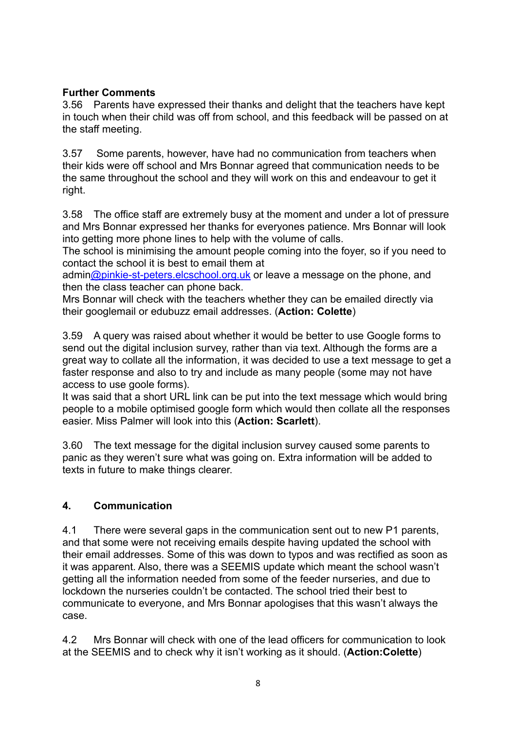**Further Comments**

3.56 Parents have expressed their thanks and delight that the teachers have kept in touch when their child was off from school, and this feedback will be passed on at the staff meeting.

3.57 Some parents, however, have had no communication from teachers when their kids were off school and Mrs Bonnar agreed that communication needs to be the same throughout the school and they will work on this and endeavour to get it right.

3.58 The office staff are extremely busy at the moment and under a lot of pressure and Mrs Bonnar expressed her thanks for everyones patience. Mrs Bonnar will look into getting more phone lines to help with the volume of calls.
The school is minimising the amount people coming into the foyer, so if you need to contact the school it is best to email them at admin@pinkie-st-peters.elcschool.org.uk or leave a message on the phone, and then the class teacher can phone back.
Mrs Bonnar will check with the teachers whether they can be emailed directly via their googlemail or edubuzz email addresses. (**Action: Colette**)

3.59 A query was raised about whether it would be better to use Google forms to send out the digital inclusion survey, rather than via text. Although the forms are a great way to collate all the information, it was decided to use a text message to get a faster response and also to try and include as many people (some may not have access to use goole forms).
It was said that a short URL link can be put into the text message which would bring people to a mobile optimised google form which would then collate all the responses easier. Miss Palmer will look into this (**Action: Scarlett**).

3.60 The text message for the digital inclusion survey caused some parents to panic as they weren't sure what was going on. Extra information will be added to texts in future to make things clearer.

## 4. Communication

4.1 There were several gaps in the communication sent out to new P1 parents, and that some were not receiving emails despite having updated the school with their email addresses. Some of this was down to typos and was rectified as soon as it was apparent. Also, there was a SEEMIS update which meant the school wasn't getting all the information needed from some of the feeder nurseries, and due to lockdown the nurseries couldn't be contacted. The school tried their best to communicate to everyone, and Mrs Bonnar apologises that this wasn't always the case.

4.2 Mrs Bonnar will check with one of the lead officers for communication to look at the SEEMIS and to check why it isn't working as it should. (**Action:Colette**)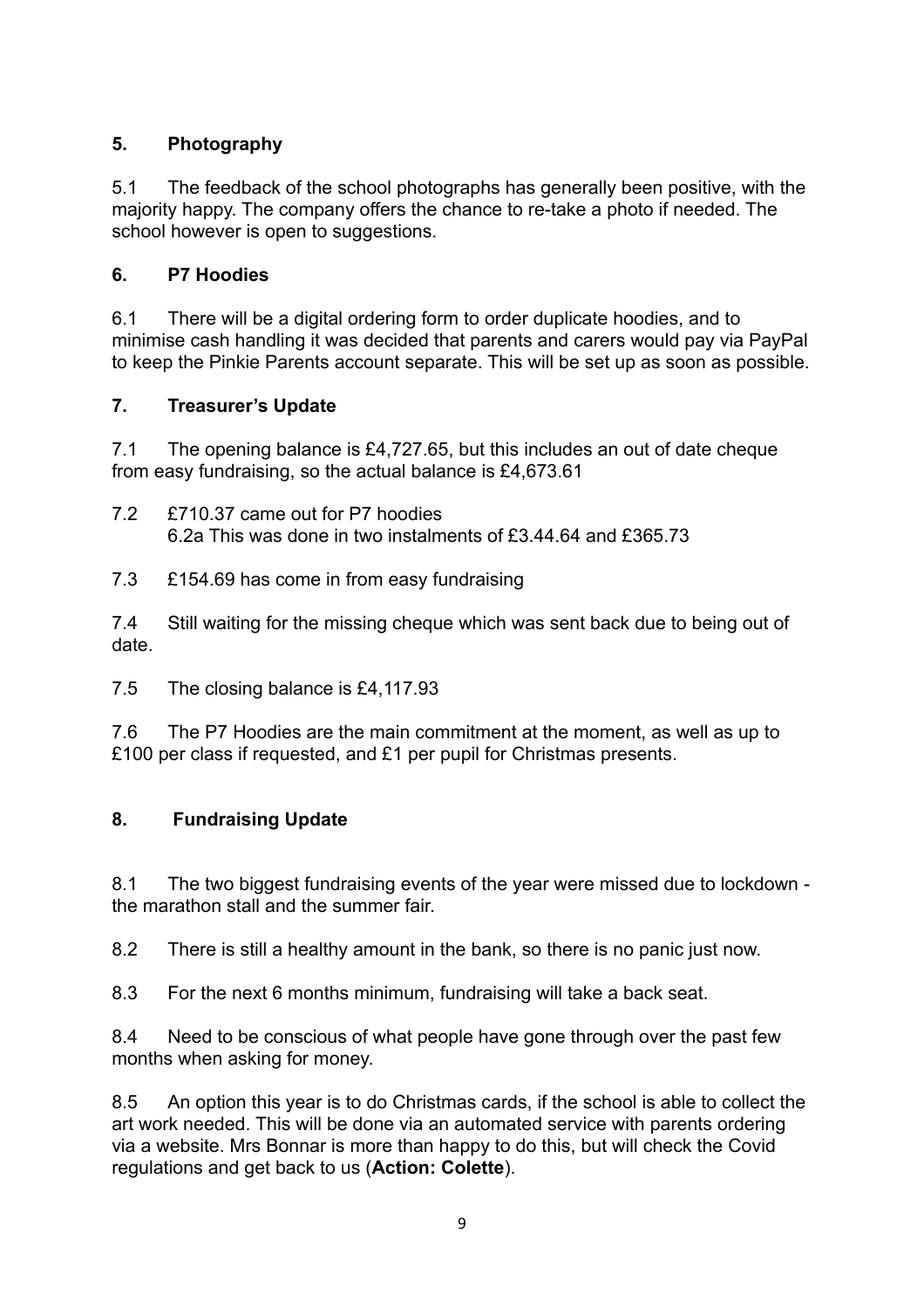## 5. Photography

5.1 The feedback of the school photographs has generally been positive, with the majority happy. The company offers the chance to re-take a photo if needed. The school however is open to suggestions.

## 6. P7 Hoodies

6.1 There will be a digital ordering form to order duplicate hoodies, and to minimise cash handling it was decided that parents and carers would pay via PayPal to keep the Pinkie Parents account separate. This will be set up as soon as possible.

## 7. Treasurer's Update

7.1 The opening balance is £4,727.65, but this includes an out of date cheque from easy fundraising, so the actual balance is £4,673.61

7.2 £710.37 came out for P7 hoodies
6.2a This was done in two instalments of £3.44.64 and £365.73

7.3 £154.69 has come in from easy fundraising

7.4 Still waiting for the missing cheque which was sent back due to being out of date.

7.5 The closing balance is £4,117.93

7.6 The P7 Hoodies are the main commitment at the moment, as well as up to £100 per class if requested, and £1 per pupil for Christmas presents.

## 8. Fundraising Update

8.1 The two biggest fundraising events of the year were missed due to lockdown - the marathon stall and the summer fair.

8.2 There is still a healthy amount in the bank, so there is no panic just now.

8.3 For the next 6 months minimum, fundraising will take a back seat.

8.4 Need to be conscious of what people have gone through over the past few months when asking for money.

8.5 An option this year is to do Christmas cards, if the school is able to collect the art work needed. This will be done via an automated service with parents ordering via a website. Mrs Bonnar is more than happy to do this, but will check the Covid regulations and get back to us (**Action: Colette**).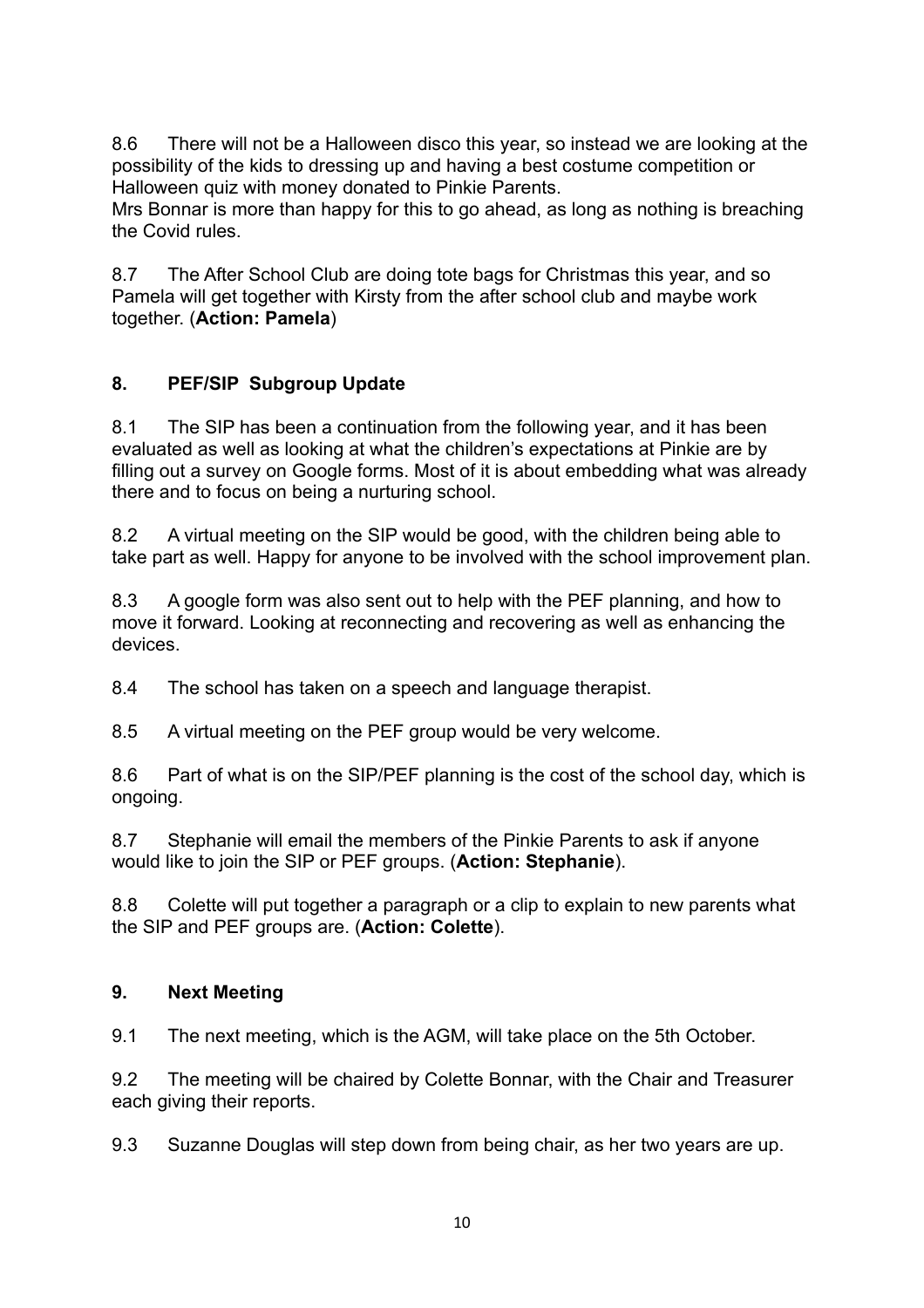8.6 There will not be a Halloween disco this year, so instead we are looking at the possibility of the kids to dressing up and having a best costume competition or Halloween quiz with money donated to Pinkie Parents.
Mrs Bonnar is more than happy for this to go ahead, as long as nothing is breaching the Covid rules.

8.7 The After School Club are doing tote bags for Christmas this year, and so Pamela will get together with Kirsty from the after school club and maybe work together. (**Action: Pamela**)

## 8. PEF/SIP Subgroup Update

8.1 The SIP has been a continuation from the following year, and it has been evaluated as well as looking at what the children's expectations at Pinkie are by filling out a survey on Google forms. Most of it is about embedding what was already there and to focus on being a nurturing school.

8.2 A virtual meeting on the SIP would be good, with the children being able to take part as well. Happy for anyone to be involved with the school improvement plan.

8.3 A google form was also sent out to help with the PEF planning, and how to move it forward. Looking at reconnecting and recovering as well as enhancing the devices.

8.4 The school has taken on a speech and language therapist.

8.5 A virtual meeting on the PEF group would be very welcome.

8.6 Part of what is on the SIP/PEF planning is the cost of the school day, which is ongoing.

8.7 Stephanie will email the members of the Pinkie Parents to ask if anyone would like to join the SIP or PEF groups. (**Action: Stephanie**).

8.8 Colette will put together a paragraph or a clip to explain to new parents what the SIP and PEF groups are. (**Action: Colette**).

## 9. Next Meeting

9.1 The next meeting, which is the AGM, will take place on the 5th October.

9.2 The meeting will be chaired by Colette Bonnar, with the Chair and Treasurer each giving their reports.

9.3 Suzanne Douglas will step down from being chair, as her two years are up.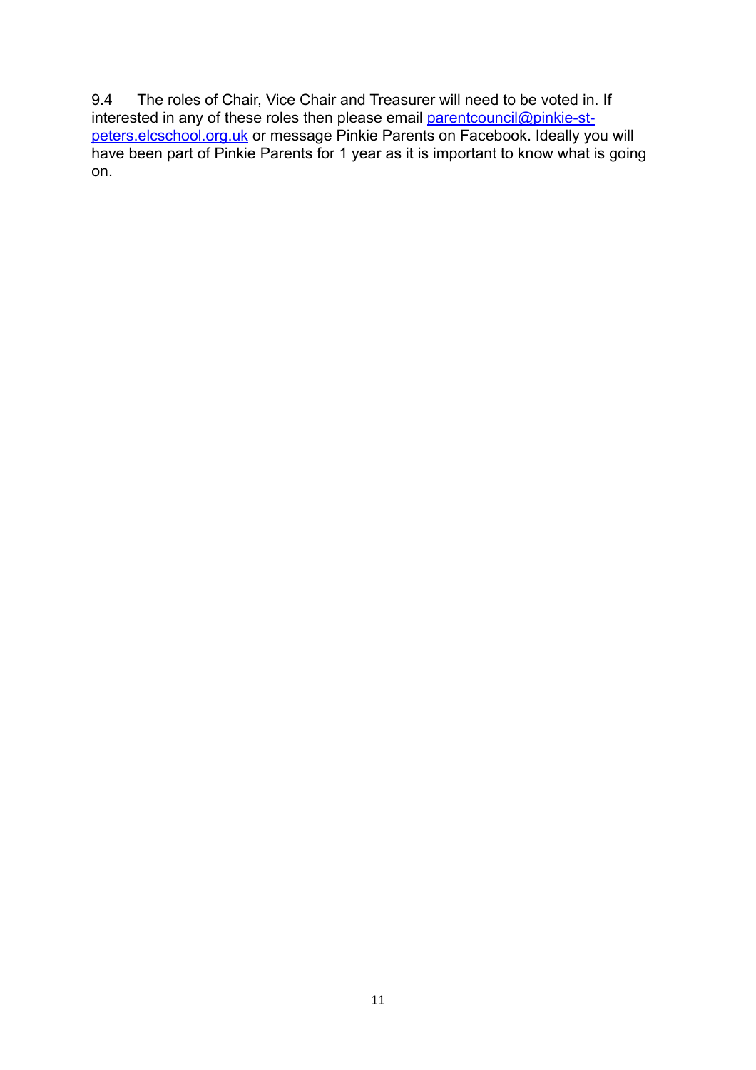9.4 The roles of Chair, Vice Chair and Treasurer will need to be voted in. If interested in any of these roles then please email [parentcouncil@pinkie-st-peters.elcschool.org.uk](mailto:parentcouncil@pinkie-st-peters.elcschool.org.uk) or message Pinkie Parents on Facebook. Ideally you will have been part of Pinkie Parents for 1 year as it is important to know what is going on.